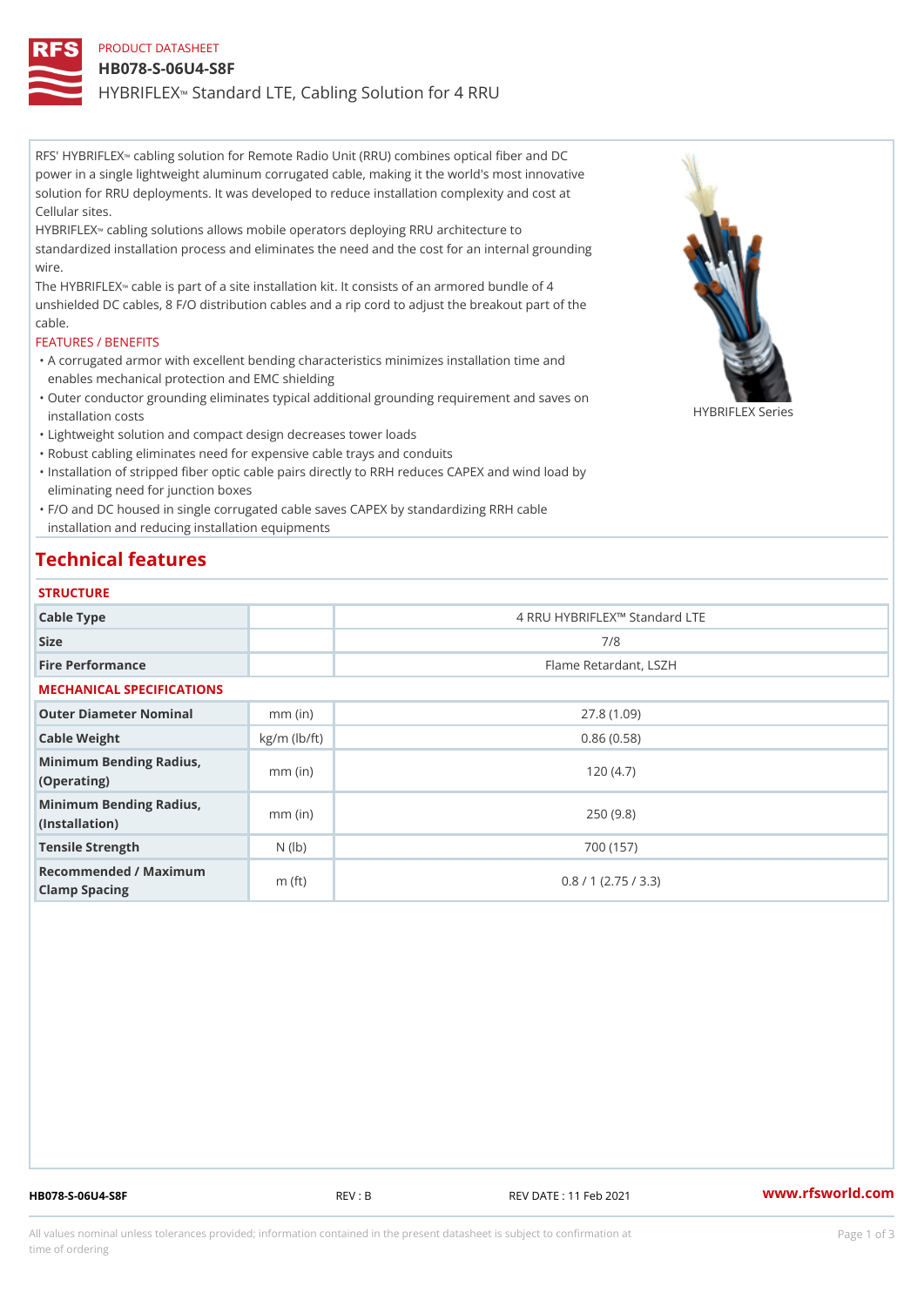PRODUCT DATASHEET

# HB078-S-06U4-S8F

## HYBRIFLEX™ Standard LTE, Cabling Solution for 4 RRU

RFS' HYBRIFLEX™ cabling solution for Remote Radio Unit (RRU) combines optical fiber and DC power in a single lightweight aluminum corrugated cable, making it the world's most innovative solution for RRU deployments. It was developed to reduce installation complexity and cost at Cellular sites.

HYBRIFLEX™ cabling solutions allows mobile operators deploying RRU architecture to standardized installation process and eliminates the need and the cost for an internal grounding wire.

The HYBRIFLEX™ cable is part of a site installation kit. It consists of an armored bundle of 4 unshielded DC cables, 8 F/O distribution cables and a rip cord to adjust the breakout part of the cable.

HYBRIFLEX Series

FEATURES / BENEFITS

- A corrugated armor with excellent bending characteristics minimizes installation time and enables mechanical protection and EMC shielding
- Outer conductor grounding eliminates typical additional grounding requirement and saves on installation costs
- Lightweight solution and compact design decreases tower loads
- Robust cabling eliminates need for expensive cable trays and conduits
- Installation of stripped fiber optic cable pairs directly to RRH reduces CAPEX and wind load by eliminating need for junction boxes
- F/O and DC housed in single corrugated cable saves CAPEX by standardizing RRH cable installation and reducing installation equipments

## Technical features

### STRUCTURE

| | | |
|---|---|---|
| Cable Type | | 4 RRU HYBRIFLEX™ Standard LTE |
| Size | | 7/8 |
| Fire Performance | | Flame Retardant, LSZH |

### MECHANICAL SPECIFICATIONS

| | | |
|---|---|---|
| Outer Diameter Nominal | mm (in) | 27.8 (1.09) |
| Cable Weight | kg/m (lb/ft) | 0.86 (0.58) |
| Minimum Bending Radius, (Operating) | mm (in) | 120 (4.7) |
| Minimum Bending Radius, (Installation) | mm (in) | 250 (9.8) |
| Tensile Strength | N (lb) | 700 (157) |
| Recommended / Maximum Clamp Spacing | m (ft) | 0.8 / 1 (2.75 / 3.3) |

HB078-S-06U4-S8F REV : B REV DATE : 11 Feb 2021 www.rfsworld.com

All values nominal unless tolerances provided; information contained in the present datasheet is subject to confirmation at time of ordering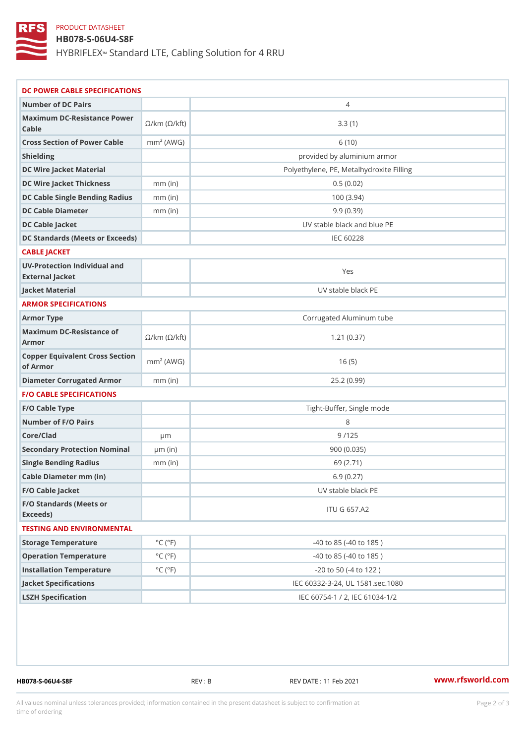PRODUCT DATASHEET

# HB078-S-06U4-S8F

HYBRIFLEX™ Standard LTE, Cabling Solution for 4 RRU

## DC POWER CABLE SPECIFICATIONS

| | | |
|---|---|---|
| Number of DC Pairs | | 4 |
| Maximum DC-Resistance Power Cable | Ω/km (Ω/kft) | 3.3 (1) |
| Cross Section of Power Cable | $mm^2$ (AWG) | 6 (10) |
| Shielding | | provided by aluminium armor |
| DC Wire Jacket Material | | Polyethylene, PE, Metalhydroxite Filling |
| DC Wire Jacket Thickness | mm (in) | 0.5 (0.02) |
| DC Cable Single Bending Radius | mm (in) | 100 (3.94) |
| DC Cable Diameter | mm (in) | 9.9 (0.39) |
| DC Cable Jacket | | UV stable black and blue PE |
| DC Standards (Meets or Exceeds) | | IEC 60228 |

## CABLE JACKET

| | | |
|---|---|---|
| UV-Protection Individual and External Jacket | | Yes |
| Jacket Material | | UV stable black PE |

## ARMOR SPECIFICATIONS

| | | |
|---|---|---|
| Armor Type | | Corrugated Aluminum tube |
| Maximum DC-Resistance of Armor | Ω/km (Ω/kft) | 1.21 (0.37) |
| Copper Equivalent Cross Section of Armor | $mm^2$ (AWG) | 16 (5) |
| Diameter Corrugated Armor | mm (in) | 25.2 (0.99) |

## F/O CABLE SPECIFICATIONS

| | | |
|---|---|---|
| F/O Cable Type | | Tight-Buffer, Single mode |
| Number of F/O Pairs | | 8 |
| Core/Clad | µm | 9 /125 |
| Secondary Protection Nominal | µm (in) | 900 (0.035) |
| Single Bending Radius | mm (in) | 69 (2.71) |
| Cable Diameter mm (in) | | 6.9 (0.27) |
| F/O Cable Jacket | | UV stable black PE |
| F/O Standards (Meets or Exceeds) | | ITU G 657.A2 |

## TESTING AND ENVIRONMENTAL

| | | |
|---|---|---|
| Storage Temperature | °C (°F) | -40 to 85 (-40 to 185 ) |
| Operation Temperature | °C (°F) | -40 to 85 (-40 to 185 ) |
| Installation Temperature | °C (°F) | -20 to 50 (-4 to 122 ) |
| Jacket Specifications | | IEC 60332-3-24, UL 1581.sec.1080 |
| LSZH Specification | | IEC 60754-1 / 2, IEC 61034-1/2 |

HB078-S-06U4-S8F REV : B REV DATE : 11 Feb 2021 www.rfsworld.com

All values nominal unless tolerances provided; information contained in the present datasheet is subject to confirmation at time of ordering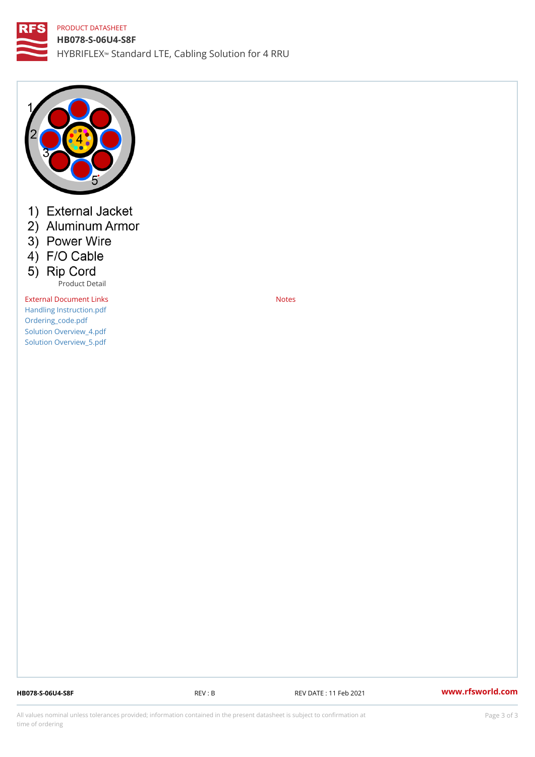PRODUCT DATASHEET

# HB078-S-06U4-S8F

HYBRIFLEX™ Standard LTE, Cabling Solution for 4 RRU

1) External Jacket
2) Aluminum Armor
3) Power Wire
4) F/O Cable
5) Rip Cord

Product Detail

External Document Links

Handling Instruction.pdf
Ordering_code.pdf
Solution Overview_4.pdf
Solution Overview_5.pdf

Notes

HB078-S-06U4-S8F REV : B REV DATE : 11 Feb 2021 www.rfsworld.com

All values nominal unless tolerances provided; information contained in the present datasheet is subject to confirmation at time of ordering